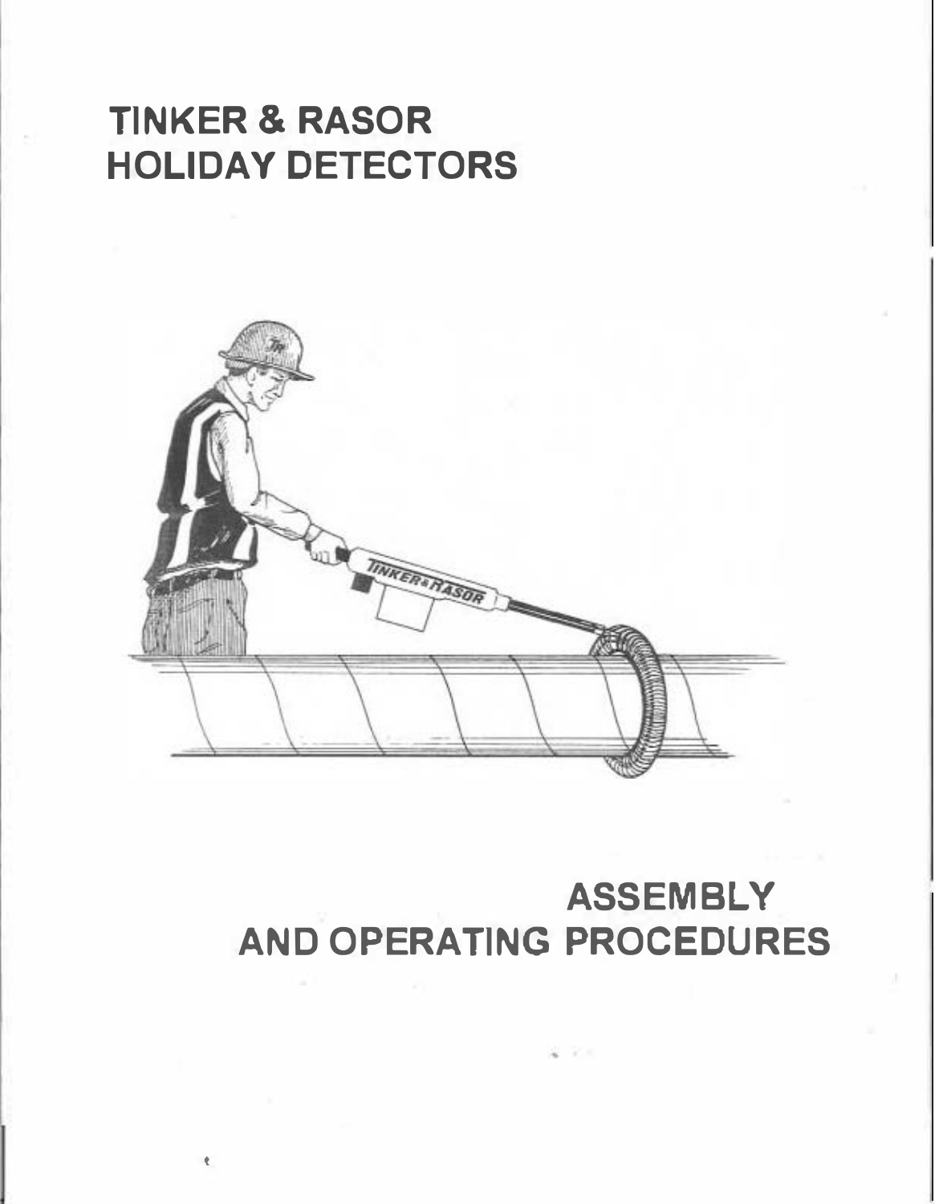# TINKER & RASOR HOLIDAY DETECTORS

# ASSEMBLY AND OPERATING PROCEDURES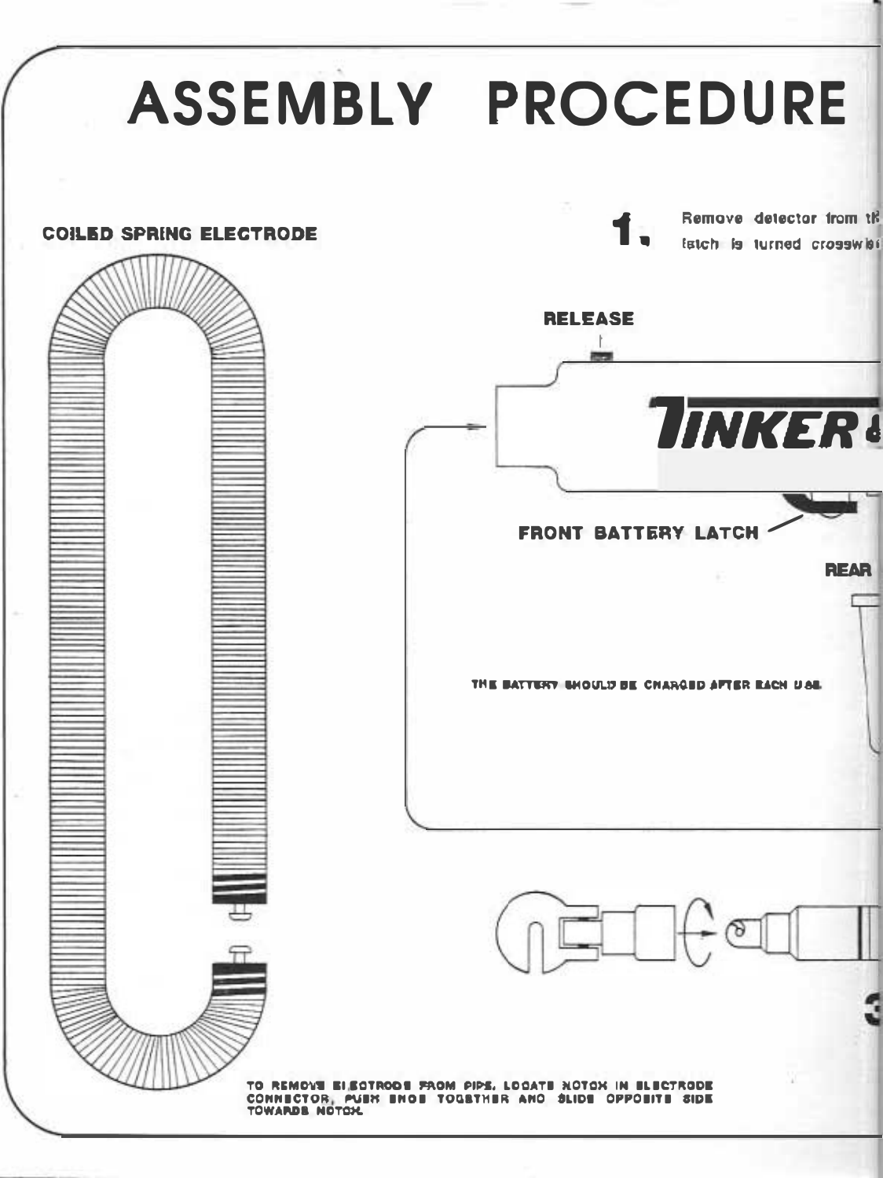# ASSEMBLY PROCEDURE

COILED SPRING ELECTRODE

**1.** Remove detector from th
latch is turned crosswi

RELEASE

TINKER &

FRONT BATTERY LATCH

REAR

THE BATTERY SHOULD BE CHARGED AFTER EACH USE.

3

TO REMOVE ELECTRODE FROM PIPE, LOCATE NOTCH IN ELECTRODE CONNECTOR, PUSH ENDS TOGETHER AND SLIDE OPPOSITE SIDE TOWARDS NOTCH.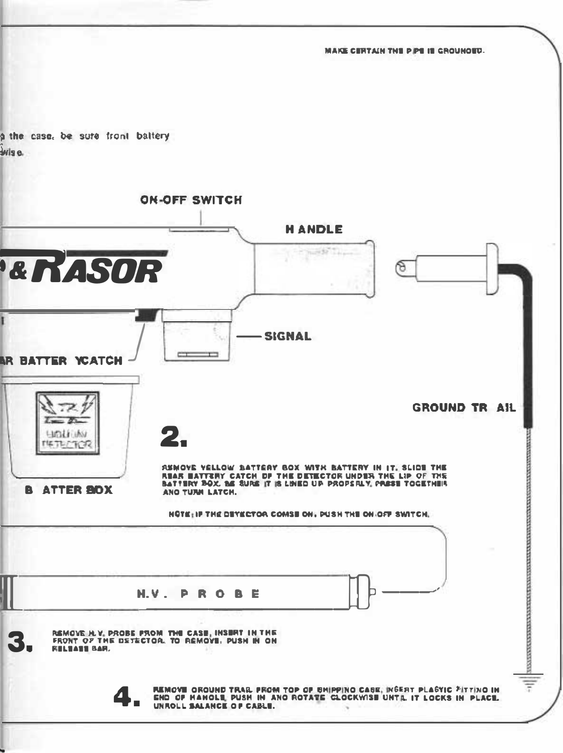MAKE CERTAIN THE PIPE IS GROUNDED.

p the case. be sure front battery
wise.

ON-OFF SWITCH

HANDLE

& RASOR

SIGNAL

AR BATTER YCATCH

BATTER BOX

GROUND TRAIL

## 2.

REMOVE YELLOW BATTERY BOX WITH BATTERY IN IT. SLIDE THE REAR BATTERY CATCH OF THE DETECTOR UNDER THE LIP OF THE BATTERY BOX. BE SURE IT IS LINED UP PROPERLY. PRESS TOGETHER AND TURN LATCH.

NOTE: IF THE DETECTOR COMES ON, PUSH THE ON-OFF SWITCH.

H.V. PROBE

## 3.

REMOVE H.V. PROBE FROM THE CASE, INSERT IN THE FRONT OF THE DETECTOR. TO REMOVE, PUSH IN ON RELEASE BAR.

## 4.

REMOVE GROUND TRAIL FROM TOP OF SHIPPING CASE, INSERT PLASTIC FITTING IN END OF HANDLE, PUSH IN AND ROTATE CLOCKWISE UNTIL IT LOCKS IN PLACE. UNROLL BALANCE OF CABLE.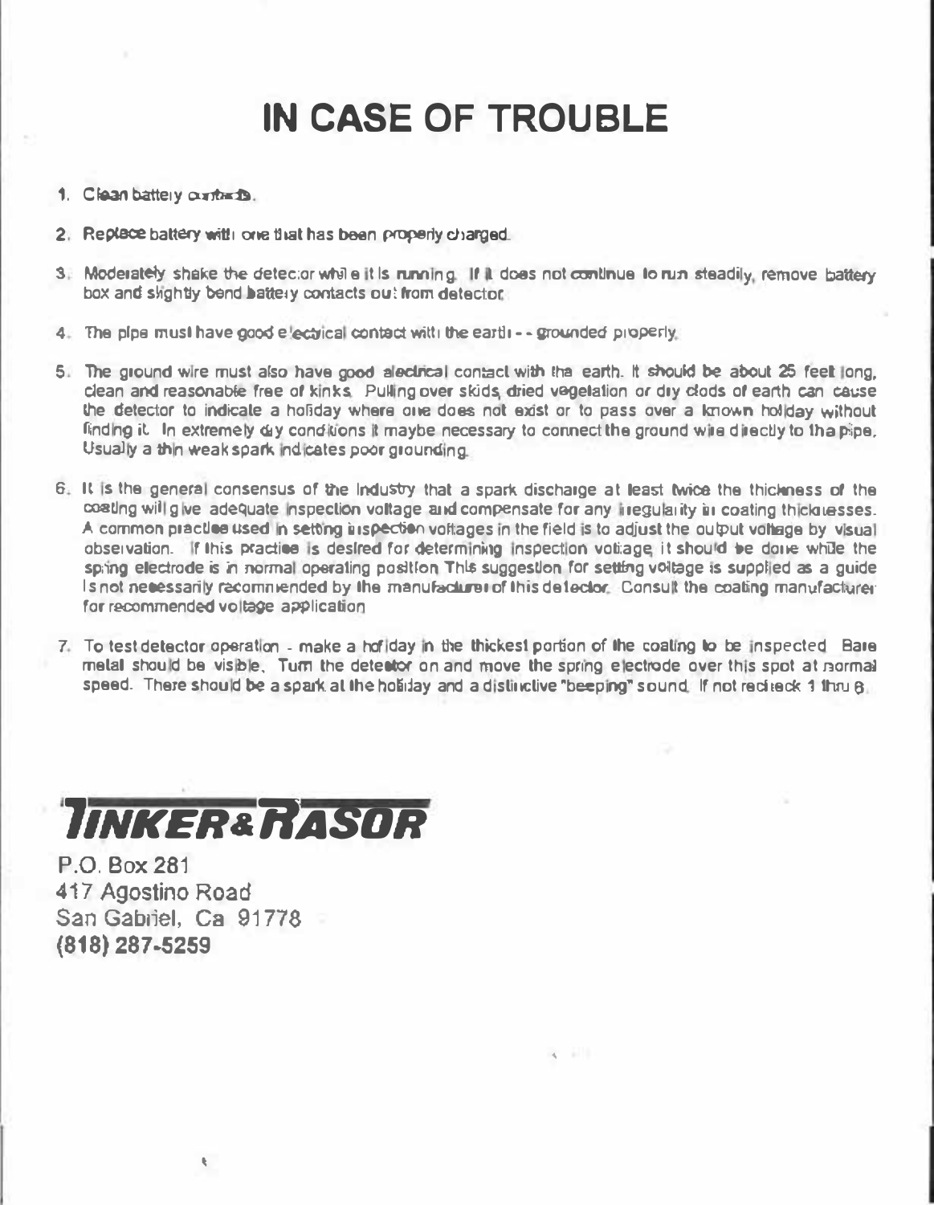# IN CASE OF TROUBLE

1. Clean battery contacts.
2. Replace battery with one that has been properly charged.
3. Moderately shake the detector while it is running. If it does not continue to run steadily, remove battery box and slightly bend battery contacts out from detector.
4. The pipe must have good electrical contact with the earth - - grounded properly.
5. The ground wire must also have good electrical contact with the earth. It should be about 25 feet long, clean and reasonable free of kinks. Pulling over skids, dried vegetation or dry clods of earth can cause the detector to indicate a holiday where one does not exist or to pass over a known holiday without finding it. In extremely dry conditions it maybe necessary to connect the ground wire directly to the pipe. Usually a thin weak spark indicates poor grounding.
6. It is the general consensus of the Industry that a spark discharge at least twice the thickness of the coating will give adequate inspection voltage and compensate for any irregularity in coating thicknesses. A common practice used in setting inspection voltages in the field is to adjust the output voltage by visual observation. If this practice is desired for determining inspection voltage, it should be done while the spring electrode is in normal operating position. This suggestion for setting voltage is supplied as a guide is not necessarily recommended by the manufacturer of this detector. Consult the coating manufacturer for recommended voltage application.
7. To test detector operation - make a holiday in the thickest portion of the coating to be inspected. Bare metal should be visible. Turn the detector on and move the spring electrode over this spot at normal speed. There should be a spark at the holiday and a distinctive "beeping" sound. If not recheck 1 thru 6.

**TINKER & RASOR**

P.O. Box 281
417 Agostino Road
San Gabriel, Ca 91778
**(818) 287-5259**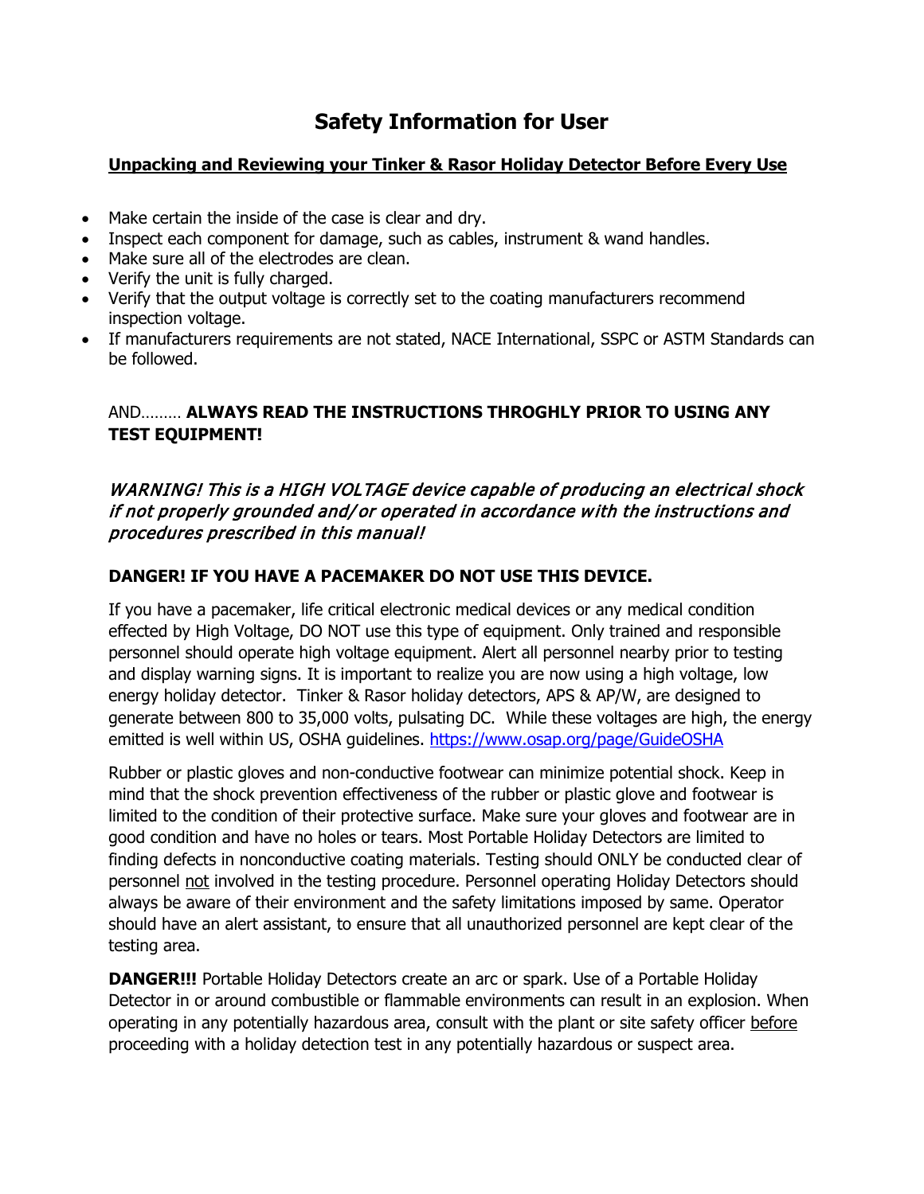# Safety Information for User

**Unpacking and Reviewing your Tinker & Rasor Holiday Detector Before Every Use**

- Make certain the inside of the case is clear and dry.
- Inspect each component for damage, such as cables, instrument & wand handles.
- Make sure all of the electrodes are clean.
- Verify the unit is fully charged.
- Verify that the output voltage is correctly set to the coating manufacturers recommend inspection voltage.
- If manufacturers requirements are not stated, NACE International, SSPC or ASTM Standards can be followed.

AND……… **ALWAYS READ THE INSTRUCTIONS THROGHLY PRIOR TO USING ANY TEST EQUIPMENT!**

*WARNING! This is a HIGH VOLTAGE device capable of producing an electrical shock if not properly grounded and/or operated in accordance with the instructions and procedures prescribed in this manual!*

**DANGER! IF YOU HAVE A PACEMAKER DO NOT USE THIS DEVICE.**

If you have a pacemaker, life critical electronic medical devices or any medical condition effected by High Voltage, DO NOT use this type of equipment. Only trained and responsible personnel should operate high voltage equipment. Alert all personnel nearby prior to testing and display warning signs. It is important to realize you are now using a high voltage, low energy holiday detector. Tinker & Rasor holiday detectors, APS & AP/W, are designed to generate between 800 to 35,000 volts, pulsating DC. While these voltages are high, the energy emitted is well within US, OSHA guidelines. https://www.osap.org/page/GuideOSHA

Rubber or plastic gloves and non-conductive footwear can minimize potential shock. Keep in mind that the shock prevention effectiveness of the rubber or plastic glove and footwear is limited to the condition of their protective surface. Make sure your gloves and footwear are in good condition and have no holes or tears. Most Portable Holiday Detectors are limited to finding defects in nonconductive coating materials. Testing should ONLY be conducted clear of personnel not involved in the testing procedure. Personnel operating Holiday Detectors should always be aware of their environment and the safety limitations imposed by same. Operator should have an alert assistant, to ensure that all unauthorized personnel are kept clear of the testing area.

**DANGER!!!** Portable Holiday Detectors create an arc or spark. Use of a Portable Holiday Detector in or around combustible or flammable environments can result in an explosion. When operating in any potentially hazardous area, consult with the plant or site safety officer before proceeding with a holiday detection test in any potentially hazardous or suspect area.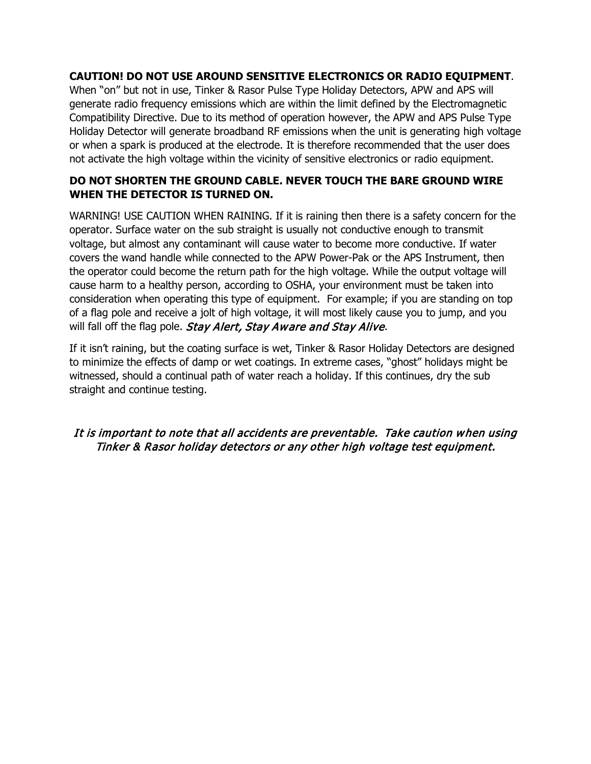**CAUTION! DO NOT USE AROUND SENSITIVE ELECTRONICS OR RADIO EQUIPMENT**. When "on" but not in use, Tinker & Rasor Pulse Type Holiday Detectors, APW and APS will generate radio frequency emissions which are within the limit defined by the Electromagnetic Compatibility Directive. Due to its method of operation however, the APW and APS Pulse Type Holiday Detector will generate broadband RF emissions when the unit is generating high voltage or when a spark is produced at the electrode. It is therefore recommended that the user does not activate the high voltage within the vicinity of sensitive electronics or radio equipment.

**DO NOT SHORTEN THE GROUND CABLE. NEVER TOUCH THE BARE GROUND WIRE WHEN THE DETECTOR IS TURNED ON.**

WARNING! USE CAUTION WHEN RAINING. If it is raining then there is a safety concern for the operator. Surface water on the sub straight is usually not conductive enough to transmit voltage, but almost any contaminant will cause water to become more conductive. If water covers the wand handle while connected to the APW Power-Pak or the APS Instrument, then the operator could become the return path for the high voltage. While the output voltage will cause harm to a healthy person, according to OSHA, your environment must be taken into consideration when operating this type of equipment. For example; if you are standing on top of a flag pole and receive a jolt of high voltage, it will most likely cause you to jump, and you will fall off the flag pole. *Stay Alert, Stay Aware and Stay Alive*.

If it isn't raining, but the coating surface is wet, Tinker & Rasor Holiday Detectors are designed to minimize the effects of damp or wet coatings. In extreme cases, "ghost" holidays might be witnessed, should a continual path of water reach a holiday. If this continues, dry the sub straight and continue testing.

*It is important to note that all accidents are preventable. Take caution when using Tinker & Rasor holiday detectors or any other high voltage test equipment.*